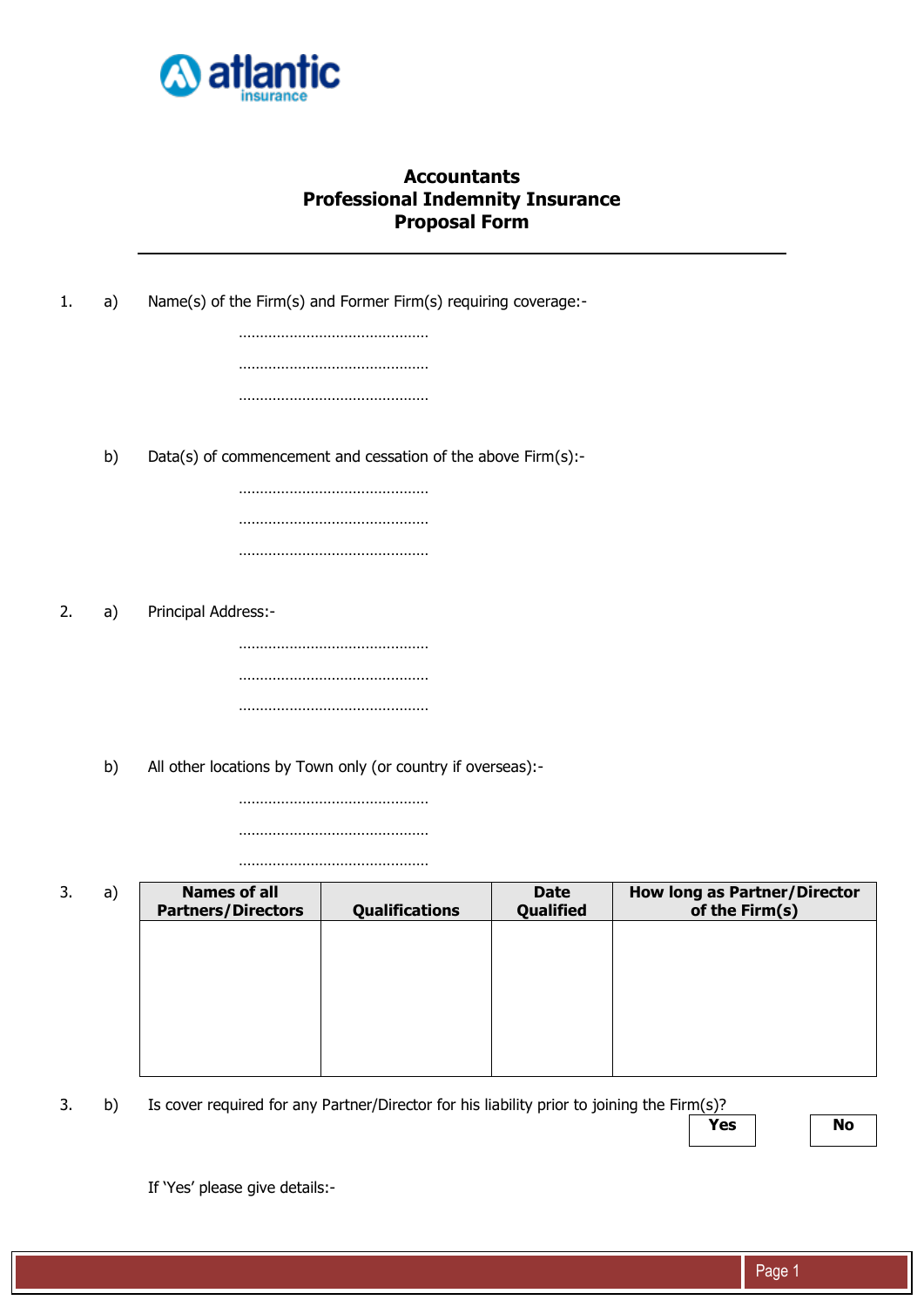atlantic insurance

# Accountants
# Professional Indemnity Insurance
# Proposal Form

---

1. a) Name(s) of the Firm(s) and Former Firm(s) requiring coverage:-

   ………………………………………

   ………………………………………

   ………………………………………

   b) Data(s) of commencement and cessation of the above Firm(s):-

   ………………………………………

   ………………………………………

   ………………………………………

2. a) Principal Address:-

   ………………………………………

   ………………………………………

   ………………………………………

   b) All other locations by Town only (or country if overseas):-

   ………………………………………

   ………………………………………

   ………………………………………

3. a)

| Names of all Partners/Directors | Qualifications | Date Qualified | How long as Partner/Director of the Firm(s) |
|---|---|---|---|
| | | | |

3. b) Is cover required for any Partner/Director for his liability prior to joining the Firm(s)?

   **Yes** ☐ **No** ☐

   If 'Yes' please give details:-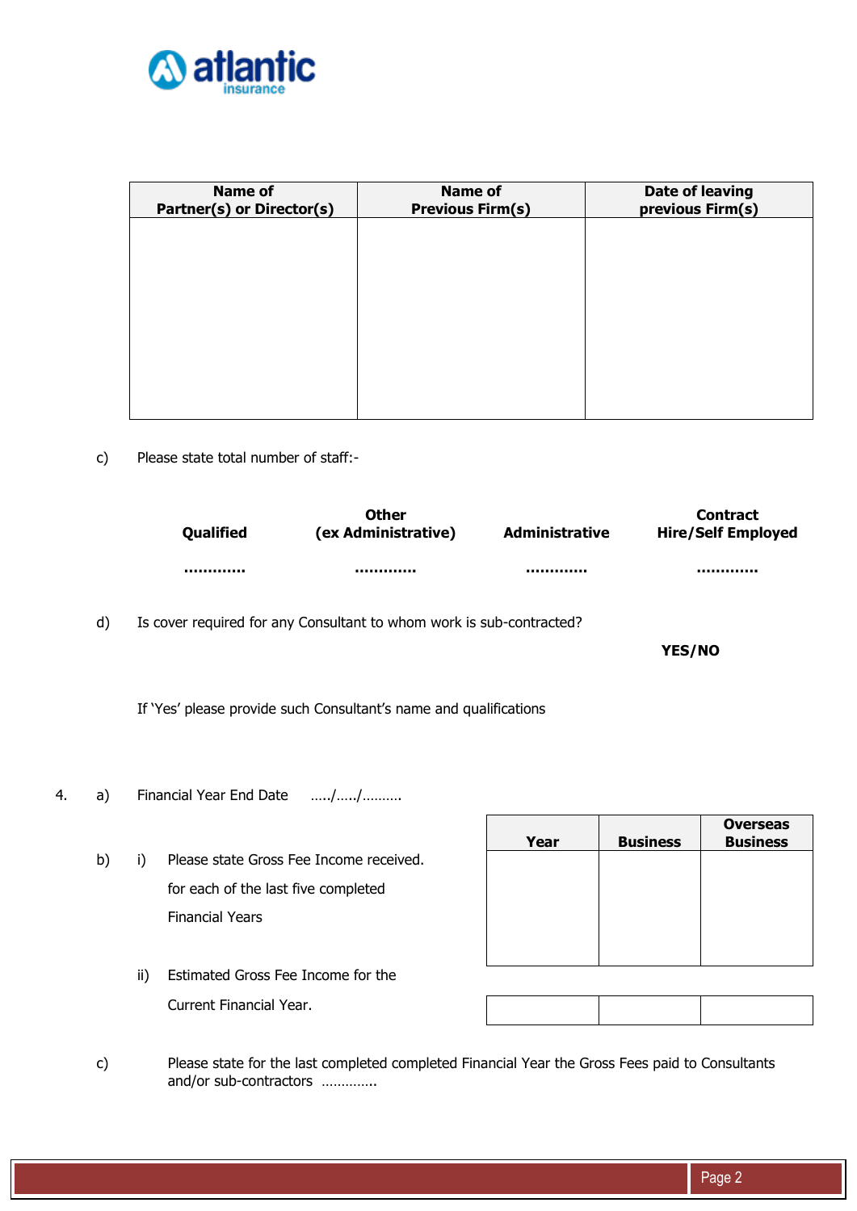| Name of Partner(s) or Director(s) | Name of Previous Firm(s) | Date of leaving previous Firm(s) |
|---|---|---|
| | | |

c) Please state total number of staff:-

| Qualified | Other (ex Administrative) | Administrative | Contract Hire/Self Employed |
|---|---|---|---|
| ………… | ………… | ………… | ………… |

d) Is cover required for any Consultant to whom work is sub-contracted?

**YES/NO**

If 'Yes' please provide such Consultant's name and qualifications

4. a) Financial Year End Date …../…../……….

b) i) Please state Gross Fee Income received. for each of the last five completed Financial Years

| Year | Business | Overseas Business |
|---|---|---|
| | | |

ii) Estimated Gross Fee Income for the Current Financial Year.

| | | |
|---|---|---|
| | | |

c) Please state for the last completed completed Financial Year the Gross Fees paid to Consultants and/or sub-contractors ………….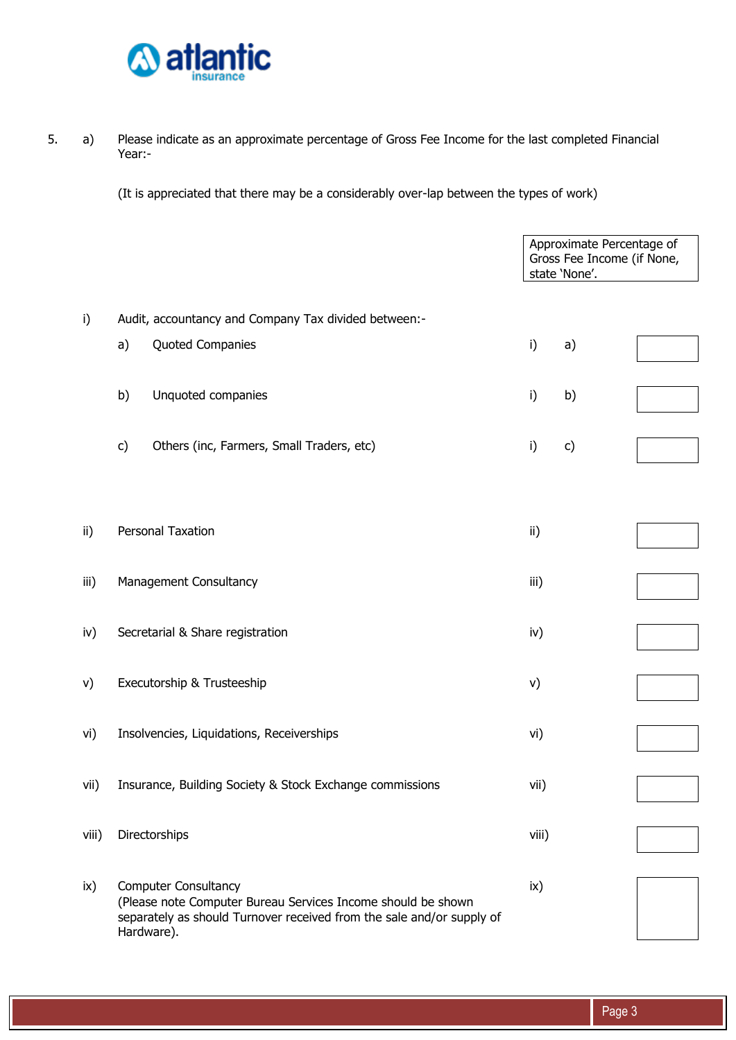5. a) Please indicate as an approximate percentage of Gross Fee Income for the last completed Financial Year:-

(It is appreciated that there may be a considerably over-lap between the types of work)

| | | | Approximate Percentage of Gross Fee Income (if None, state 'None'. |
|---|---|---|---|
| i) | Audit, accountancy and Company Tax divided between:- | | |
| | a) Quoted Companies | i) a) | |
| | b) Unquoted companies | i) b) | |
| | c) Others (inc, Farmers, Small Traders, etc) | i) c) | |
| ii) | Personal Taxation | ii) | |
| iii) | Management Consultancy | iii) | |
| iv) | Secretarial & Share registration | iv) | |
| v) | Executorship & Trusteeship | v) | |
| vi) | Insolvencies, Liquidations, Receiverships | vi) | |
| vii) | Insurance, Building Society & Stock Exchange commissions | vii) | |
| viii) | Directorships | viii) | |
| ix) | Computer Consultancy (Please note Computer Bureau Services Income should be shown separately as should Turnover received from the sale and/or supply of Hardware). | ix) | |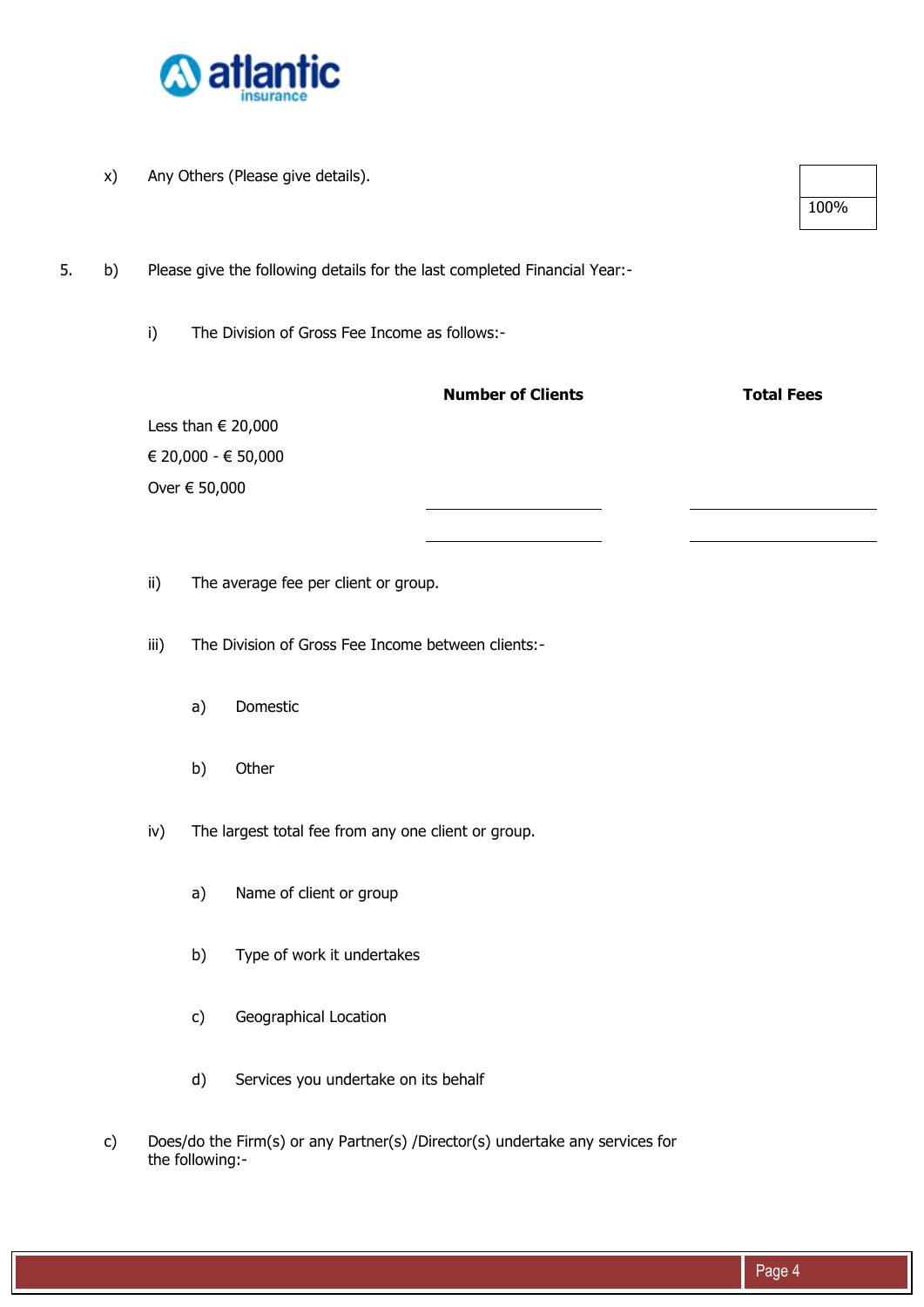x) Any Others (Please give details).

| |
|---|
| 100% |

5\. b) Please give the following details for the last completed Financial Year:-

i) The Division of Gross Fee Income as follows:-

| | **Number of Clients** | **Total Fees** |
|---|---|---|
| Less than € 20,000 | | |
| € 20,000 - € 50,000 | | |
| Over € 50,000 | | |
| | | |

ii) The average fee per client or group.

iii) The Division of Gross Fee Income between clients:-

a) Domestic

b) Other

iv) The largest total fee from any one client or group.

a) Name of client or group

b) Type of work it undertakes

c) Geographical Location

d) Services you undertake on its behalf

c) Does/do the Firm(s) or any Partner(s) /Director(s) undertake any services for the following:-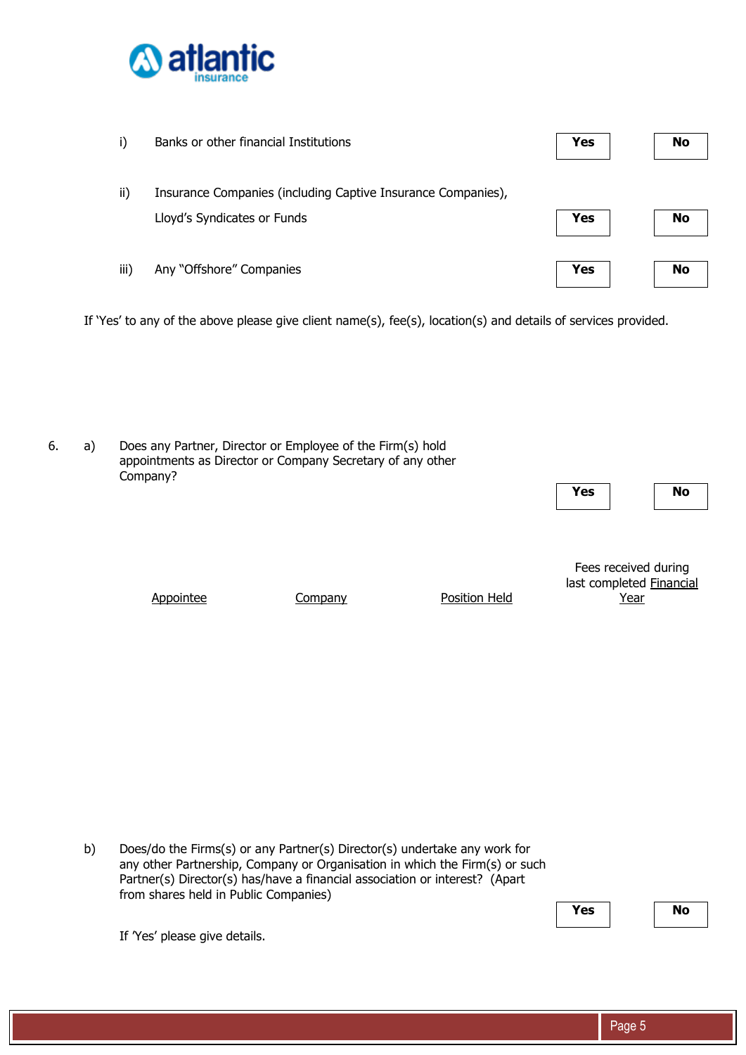i) Banks or other financial Institutions — **Yes** / **No**

ii) Insurance Companies (including Captive Insurance Companies), Lloyd's Syndicates or Funds — **Yes** / **No**

iii) Any "Offshore" Companies — **Yes** / **No**

If 'Yes' to any of the above please give client name(s), fee(s), location(s) and details of services provided.

6. a) Does any Partner, Director or Employee of the Firm(s) hold appointments as Director or Company Secretary of any other Company? — **Yes** / **No**

| Appointee | Company | Position Held | Fees received during last completed Financial Year |
|---|---|---|---|
| | | | |

b) Does/do the Firms(s) or any Partner(s) Director(s) undertake any work for any other Partnership, Company or Organisation in which the Firm(s) or such Partner(s) Director(s) has/have a financial association or interest? (Apart from shares held in Public Companies) — **Yes** / **No**

If 'Yes' please give details.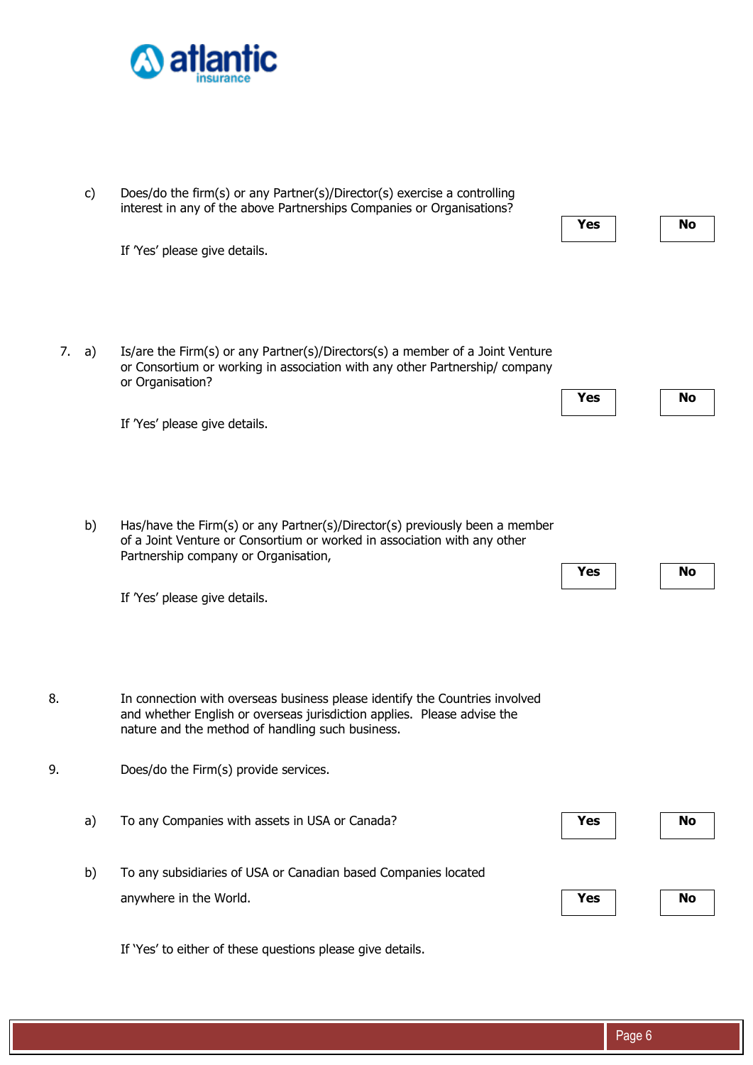c) Does/do the firm(s) or any Partner(s)/Director(s) exercise a controlling interest in any of the above Partnerships Companies or Organisations?

**Yes** **No**

If 'Yes' please give details.

7. a) Is/are the Firm(s) or any Partner(s)/Directors(s) a member of a Joint Venture or Consortium or working in association with any other Partnership/ company or Organisation?

**Yes** **No**

If 'Yes' please give details.

b) Has/have the Firm(s) or any Partner(s)/Director(s) previously been a member of a Joint Venture or Consortium or worked in association with any other Partnership company or Organisation,

**Yes** **No**

If 'Yes' please give details.

8. In connection with overseas business please identify the Countries involved and whether English or overseas jurisdiction applies. Please advise the nature and the method of handling such business.

9. Does/do the Firm(s) provide services.

a) To any Companies with assets in USA or Canada?

**Yes** **No**

b) To any subsidiaries of USA or Canadian based Companies located anywhere in the World.

**Yes** **No**

If 'Yes' to either of these questions please give details.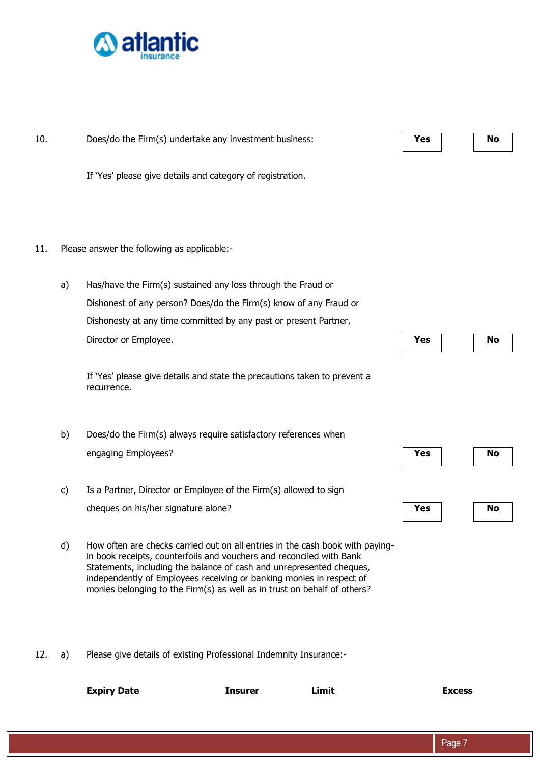10. Does/do the Firm(s) undertake any investment business: **Yes** **No**

    If 'Yes' please give details and category of registration.

11. Please answer the following as applicable:-

    a) Has/have the Firm(s) sustained any loss through the Fraud or Dishonest of any person? Does/do the Firm(s) know of any Fraud or Dishonesty at any time committed by any past or present Partner, Director or Employee. **Yes** **No**

       If 'Yes' please give details and state the precautions taken to prevent a recurrence.

    b) Does/do the Firm(s) always require satisfactory references when engaging Employees? **Yes** **No**

    c) Is a Partner, Director or Employee of the Firm(s) allowed to sign cheques on his/her signature alone? **Yes** **No**

    d) How often are checks carried out on all entries in the cash book with paying-in book receipts, counterfoils and vouchers and reconciled with Bank Statements, including the balance of cash and unrepresented cheques, independently of Employees receiving or banking monies in respect of monies belonging to the Firm(s) as well as in trust on behalf of others?

12. a) Please give details of existing Professional Indemnity Insurance:-

| **Expiry Date** | **Insurer** | **Limit** | **Excess** |
|---|---|---|---|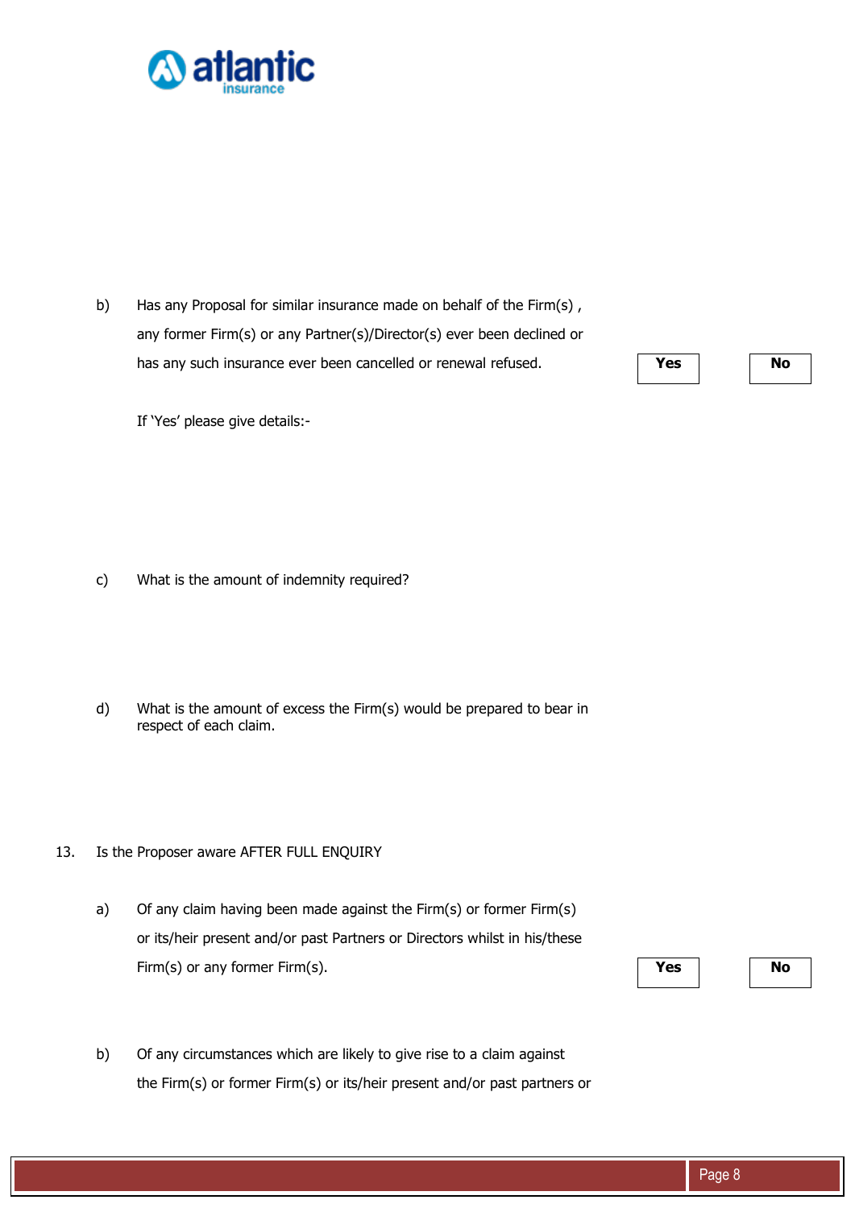b) Has any Proposal for similar insurance made on behalf of the Firm(s) , any former Firm(s) or any Partner(s)/Director(s) ever been declined or has any such insurance ever been cancelled or renewal refused.

| Yes | No |
|---|---|
| | |

If 'Yes' please give details:-

c) What is the amount of indemnity required?

d) What is the amount of excess the Firm(s) would be prepared to bear in respect of each claim.

13. Is the Proposer aware AFTER FULL ENQUIRY

a) Of any claim having been made against the Firm(s) or former Firm(s) or its/heir present and/or past Partners or Directors whilst in his/these Firm(s) or any former Firm(s).

| Yes | No |
|---|---|
| | |

b) Of any circumstances which are likely to give rise to a claim against the Firm(s) or former Firm(s) or its/heir present and/or past partners or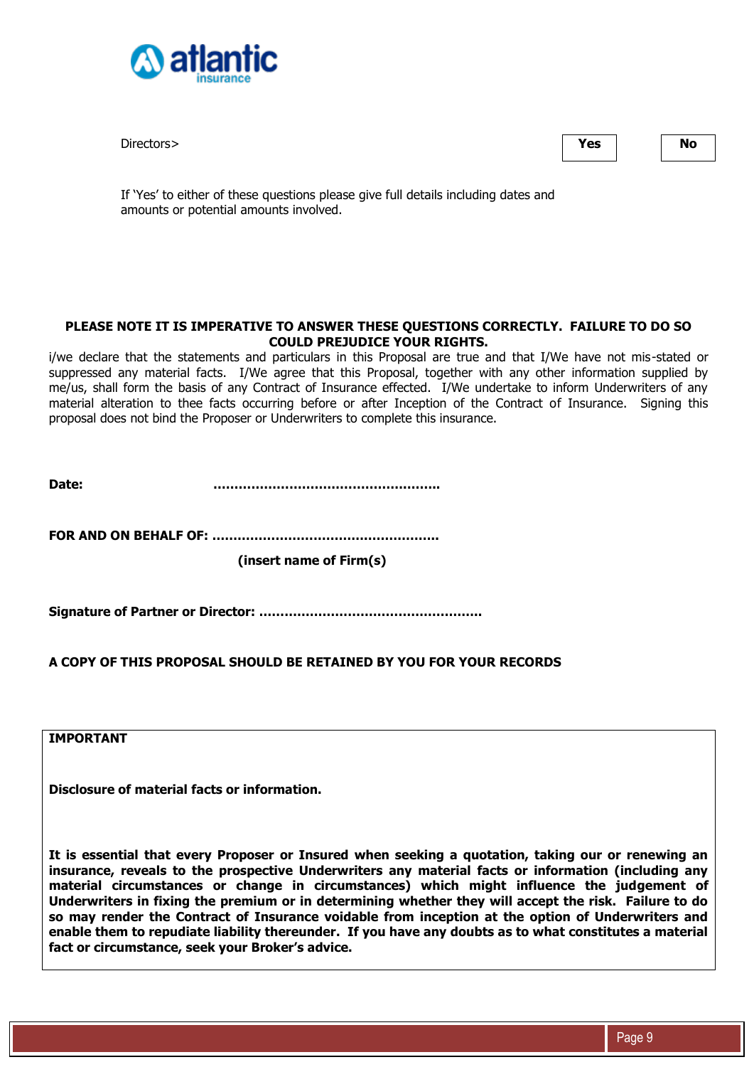| Directors> | Yes | No |
|---|---|---|

If 'Yes' to either of these questions please give full details including dates and amounts or potential amounts involved.

**PLEASE NOTE IT IS IMPERATIVE TO ANSWER THESE QUESTIONS CORRECTLY. FAILURE TO DO SO COULD PREJUDICE YOUR RIGHTS.**

i/we declare that the statements and particulars in this Proposal are true and that I/We have not mis-stated or suppressed any material facts. I/We agree that this Proposal, together with any other information supplied by me/us, shall form the basis of any Contract of Insurance effected. I/We undertake to inform Underwriters of any material alteration to thee facts occurring before or after Inception of the Contract of Insurance. Signing this proposal does not bind the Proposer or Underwriters to complete this insurance.

**Date:** ……………………………………………….

**FOR AND ON BEHALF OF:** ……………………………………………….

**(insert name of Firm(s)**

**Signature of Partner or Director:** ……………………………………………….

**A COPY OF THIS PROPOSAL SHOULD BE RETAINED BY YOU FOR YOUR RECORDS**

**IMPORTANT**

**Disclosure of material facts or information.**

**It is essential that every Proposer or Insured when seeking a quotation, taking our or renewing an insurance, reveals to the prospective Underwriters any material facts or information (including any material circumstances or change in circumstances) which might influence the judgement of Underwriters in fixing the premium or in determining whether they will accept the risk. Failure to do so may render the Contract of Insurance voidable from inception at the option of Underwriters and enable them to repudiate liability thereunder. If you have any doubts as to what constitutes a material fact or circumstance, seek your Broker's advice.**